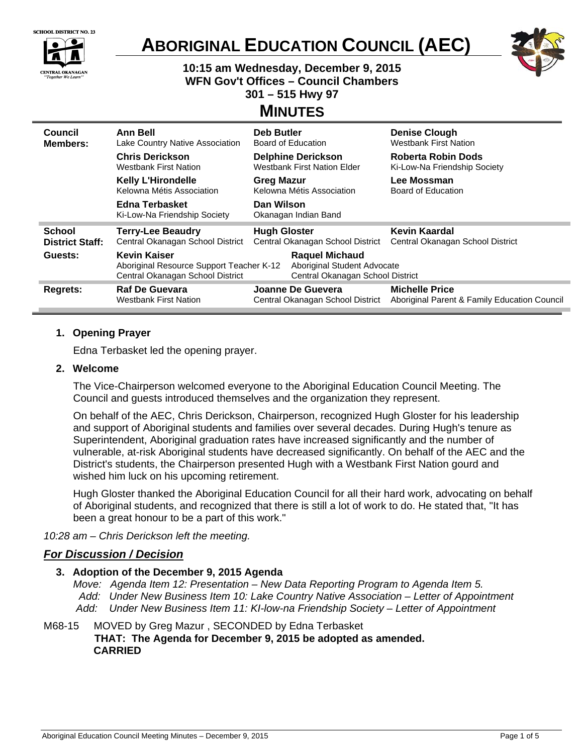SCHOOL DISTRICT NO. 23

CENTRAL OKANAGAN "Together We Learn"

# ABORIGINAL EDUCATION COUNCIL (AEC)

**10:15 am Wednesday, December 9, 2015**
**WFN Gov't Offices – Council Chambers**
**301 – 515 Hwy 97**

## MINUTES

| | | | |
|---|---|---|---|
| **Council Members:** | **Ann Bell** Lake Country Native Association | **Deb Butler** Board of Education | **Denise Clough** Westbank First Nation |
| | **Chris Derickson** Westbank First Nation | **Delphine Derickson** Westbank First Nation Elder | **Roberta Robin Dods** Ki-Low-Na Friendship Society |
| | **Kelly L'Hirondelle** Kelowna Métis Association | **Greg Mazur** Kelowna Métis Association | **Lee Mossman** Board of Education |
| | **Edna Terbasket** Ki-Low-Na Friendship Society | **Dan Wilson** Okanagan Indian Band | |
| **School District Staff:** | **Terry-Lee Beaudry** Central Okanagan School District | **Hugh Gloster** Central Okanagan School District | **Kevin Kaardal** Central Okanagan School District |
| **Guests:** | **Kevin Kaiser** Aboriginal Resource Support Teacher K-12 Central Okanagan School District | **Raquel Michaud** Aboriginal Student Advocate Central Okanagan School District | |
| **Regrets:** | **Raf De Guevara** Westbank First Nation | **Joanne De Guevera** Central Okanagan School District | **Michelle Price** Aboriginal Parent & Family Education Council |

1. **Opening Prayer**

   Edna Terbasket led the opening prayer.

2. **Welcome**

   The Vice-Chairperson welcomed everyone to the Aboriginal Education Council Meeting. The Council and guests introduced themselves and the organization they represent.

   On behalf of the AEC, Chris Derickson, Chairperson, recognized Hugh Gloster for his leadership and support of Aboriginal students and families over several decades. During Hugh's tenure as Superintendent, Aboriginal graduation rates have increased significantly and the number of vulnerable, at-risk Aboriginal students have decreased significantly. On behalf of the AEC and the District's students, the Chairperson presented Hugh with a Westbank First Nation gourd and wished him luck on his upcoming retirement.

   Hugh Gloster thanked the Aboriginal Education Council for all their hard work, advocating on behalf of Aboriginal students, and recognized that there is still a lot of work to do. He stated that, "It has been a great honour to be a part of this work."

*10:28 am – Chris Derickson left the meeting.*

## ***For Discussion / Decision***

3. **Adoption of the December 9, 2015 Agenda**

   *Move: Agenda Item 12: Presentation – New Data Reporting Program to Agenda Item 5.*
   *Add: Under New Business Item 10: Lake Country Native Association – Letter of Appointment*
   *Add: Under New Business Item 11: KI-low-na Friendship Society – Letter of Appointment*

M68-15 MOVED by Greg Mazur , SECONDED by Edna Terbasket
**THAT: The Agenda for December 9, 2015 be adopted as amended.**
**CARRIED**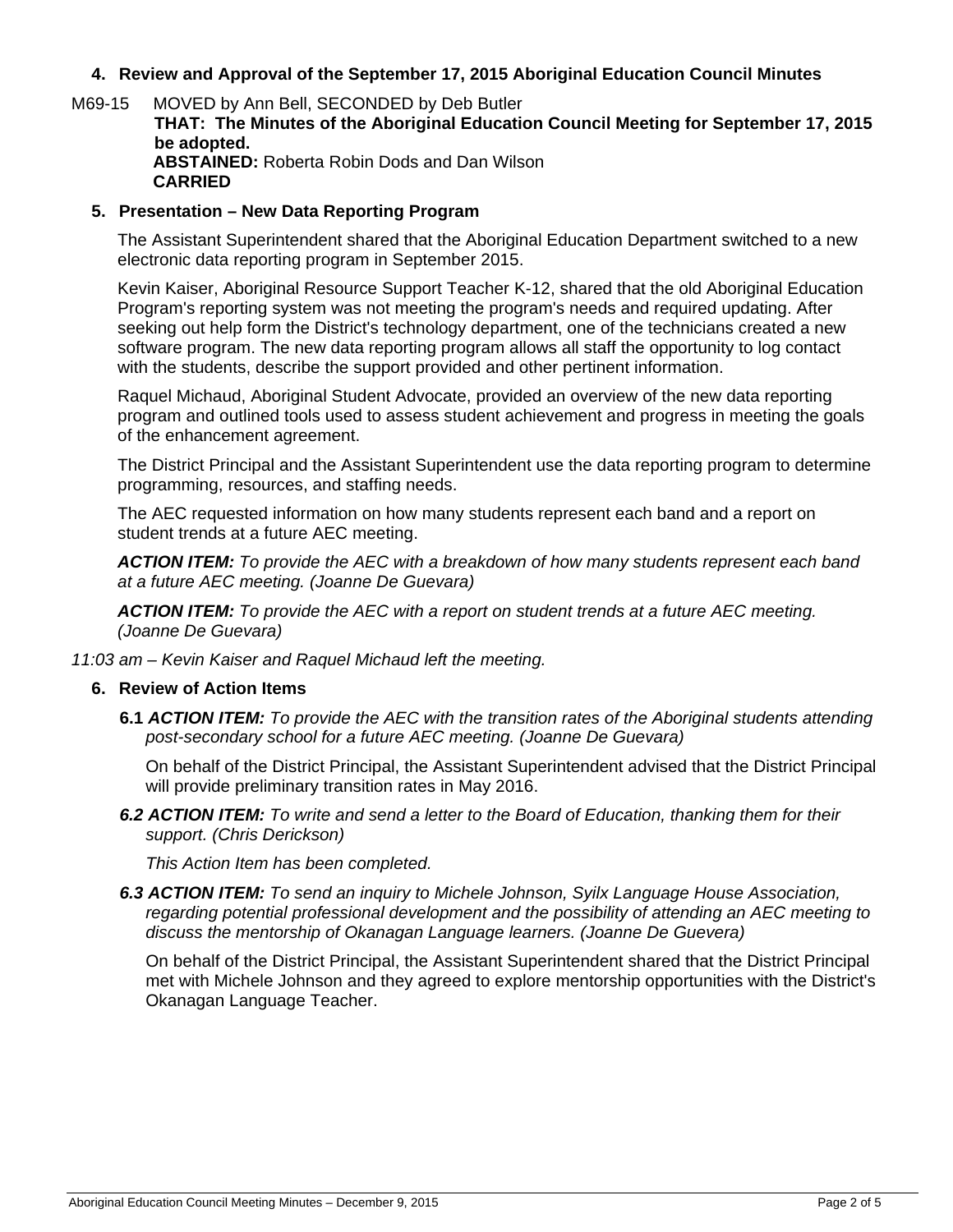### 4. Review and Approval of the September 17, 2015 Aboriginal Education Council Minutes

M69-15 MOVED by Ann Bell, SECONDED by Deb Butler
**THAT: The Minutes of the Aboriginal Education Council Meeting for September 17, 2015 be adopted.**
**ABSTAINED:** Roberta Robin Dods and Dan Wilson
**CARRIED**

### 5. Presentation – New Data Reporting Program

The Assistant Superintendent shared that the Aboriginal Education Department switched to a new electronic data reporting program in September 2015.

Kevin Kaiser, Aboriginal Resource Support Teacher K-12, shared that the old Aboriginal Education Program's reporting system was not meeting the program's needs and required updating. After seeking out help form the District's technology department, one of the technicians created a new software program. The new data reporting program allows all staff the opportunity to log contact with the students, describe the support provided and other pertinent information.

Raquel Michaud, Aboriginal Student Advocate, provided an overview of the new data reporting program and outlined tools used to assess student achievement and progress in meeting the goals of the enhancement agreement.

The District Principal and the Assistant Superintendent use the data reporting program to determine programming, resources, and staffing needs.

The AEC requested information on how many students represent each band and a report on student trends at a future AEC meeting.

***ACTION ITEM:*** *To provide the AEC with a breakdown of how many students represent each band at a future AEC meeting. (Joanne De Guevara)*

***ACTION ITEM:*** *To provide the AEC with a report on student trends at a future AEC meeting. (Joanne De Guevara)*

*11:03 am – Kevin Kaiser and Raquel Michaud left the meeting.*

### 6. Review of Action Items

**6.1** ***ACTION ITEM:*** *To provide the AEC with the transition rates of the Aboriginal students attending post-secondary school for a future AEC meeting. (Joanne De Guevara)*

On behalf of the District Principal, the Assistant Superintendent advised that the District Principal will provide preliminary transition rates in May 2016.

***6.2 ACTION ITEM:*** *To write and send a letter to the Board of Education, thanking them for their support. (Chris Derickson)*

*This Action Item has been completed.*

***6.3 ACTION ITEM:*** *To send an inquiry to Michele Johnson, Syilx Language House Association, regarding potential professional development and the possibility of attending an AEC meeting to discuss the mentorship of Okanagan Language learners. (Joanne De Guevera)*

On behalf of the District Principal, the Assistant Superintendent shared that the District Principal met with Michele Johnson and they agreed to explore mentorship opportunities with the District's Okanagan Language Teacher.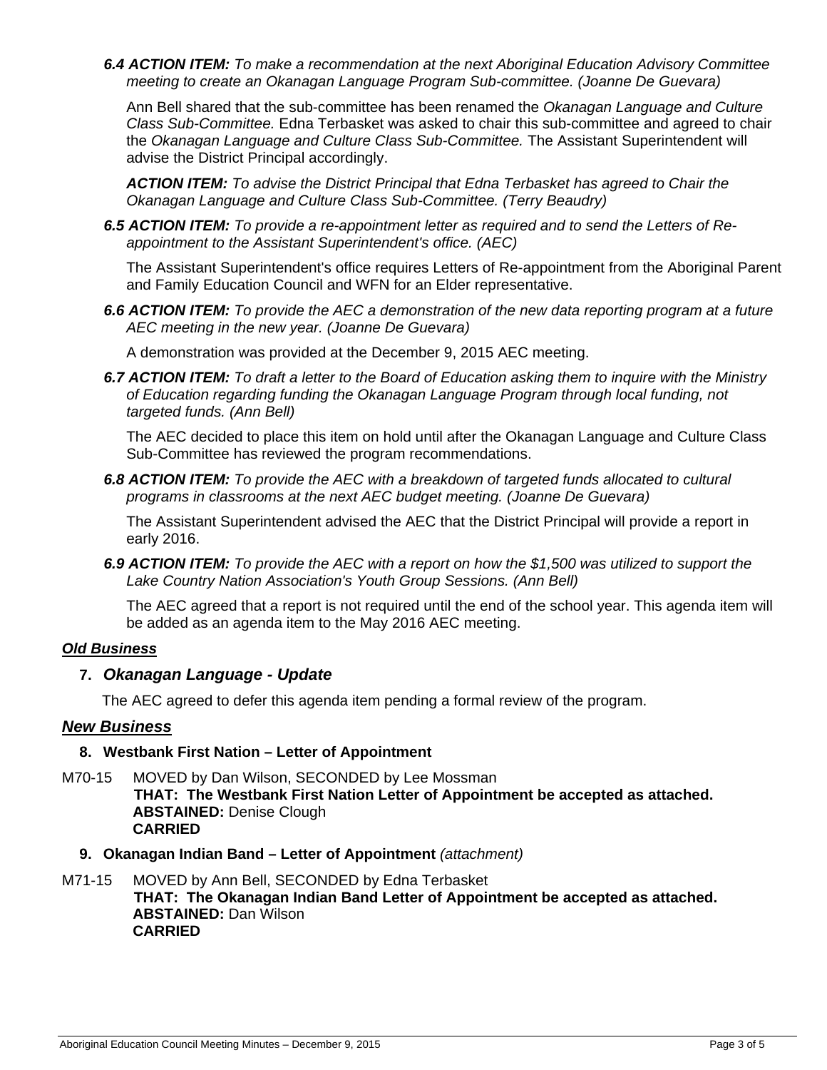***6.4 ACTION ITEM:*** *To make a recommendation at the next Aboriginal Education Advisory Committee meeting to create an Okanagan Language Program Sub-committee. (Joanne De Guevara)*

Ann Bell shared that the sub-committee has been renamed the *Okanagan Language and Culture Class Sub-Committee.* Edna Terbasket was asked to chair this sub-committee and agreed to chair the *Okanagan Language and Culture Class Sub-Committee.* The Assistant Superintendent will advise the District Principal accordingly.

***ACTION ITEM:*** *To advise the District Principal that Edna Terbasket has agreed to Chair the Okanagan Language and Culture Class Sub-Committee. (Terry Beaudry)*

***6.5 ACTION ITEM:*** *To provide a re-appointment letter as required and to send the Letters of Re-appointment to the Assistant Superintendent's office. (AEC)*

The Assistant Superintendent's office requires Letters of Re-appointment from the Aboriginal Parent and Family Education Council and WFN for an Elder representative.

***6.6 ACTION ITEM:*** *To provide the AEC a demonstration of the new data reporting program at a future AEC meeting in the new year. (Joanne De Guevara)*

A demonstration was provided at the December 9, 2015 AEC meeting.

***6.7 ACTION ITEM:*** *To draft a letter to the Board of Education asking them to inquire with the Ministry of Education regarding funding the Okanagan Language Program through local funding, not targeted funds. (Ann Bell)*

The AEC decided to place this item on hold until after the Okanagan Language and Culture Class Sub-Committee has reviewed the program recommendations.

***6.8 ACTION ITEM:*** *To provide the AEC with a breakdown of targeted funds allocated to cultural programs in classrooms at the next AEC budget meeting. (Joanne De Guevara)*

The Assistant Superintendent advised the AEC that the District Principal will provide a report in early 2016.

***6.9 ACTION ITEM:*** *To provide the AEC with a report on how the $1,500 was utilized to support the Lake Country Nation Association's Youth Group Sessions. (Ann Bell)*

The AEC agreed that a report is not required until the end of the school year. This agenda item will be added as an agenda item to the May 2016 AEC meeting.

## ***Old Business***

### **7. *Okanagan Language - Update***

The AEC agreed to defer this agenda item pending a formal review of the program.

## ***New Business***

### **8. Westbank First Nation – Letter of Appointment**

M70-15 MOVED by Dan Wilson, SECONDED by Lee Mossman
**THAT: The Westbank First Nation Letter of Appointment be accepted as attached.**
**ABSTAINED:** Denise Clough
**CARRIED**

### **9. Okanagan Indian Band – Letter of Appointment** *(attachment)*

M71-15 MOVED by Ann Bell, SECONDED by Edna Terbasket
**THAT: The Okanagan Indian Band Letter of Appointment be accepted as attached.**
**ABSTAINED:** Dan Wilson
**CARRIED**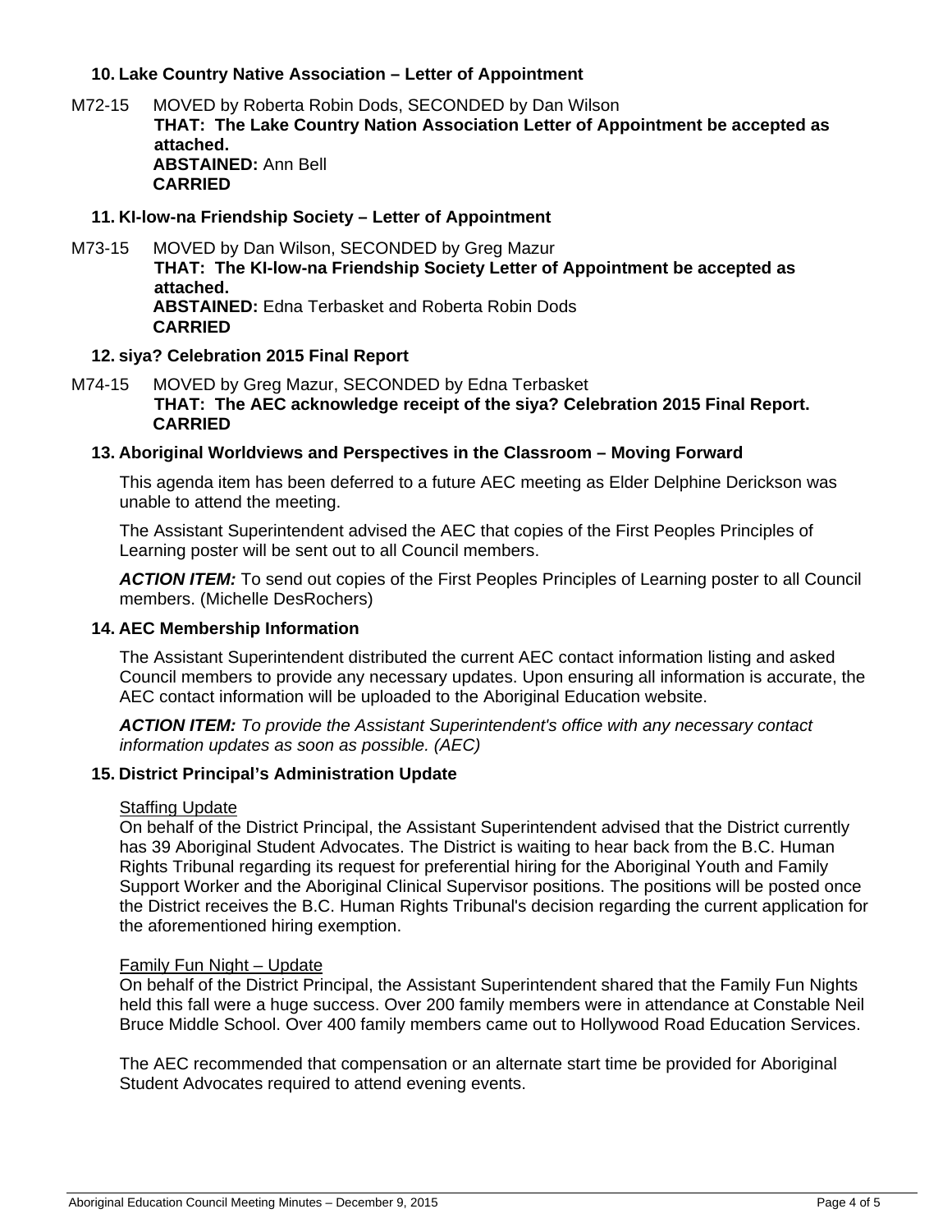### 10. Lake Country Native Association – Letter of Appointment

M72-15 MOVED by Roberta Robin Dods, SECONDED by Dan Wilson
**THAT: The Lake Country Nation Association Letter of Appointment be accepted as attached.**
**ABSTAINED:** Ann Bell
**CARRIED**

### 11. KI-low-na Friendship Society – Letter of Appointment

M73-15 MOVED by Dan Wilson, SECONDED by Greg Mazur
**THAT: The KI-low-na Friendship Society Letter of Appointment be accepted as attached.**
**ABSTAINED:** Edna Terbasket and Roberta Robin Dods
**CARRIED**

### 12. siya? Celebration 2015 Final Report

M74-15 MOVED by Greg Mazur, SECONDED by Edna Terbasket
**THAT: The AEC acknowledge receipt of the siya? Celebration 2015 Final Report.**
**CARRIED**

### 13. Aboriginal Worldviews and Perspectives in the Classroom – Moving Forward

This agenda item has been deferred to a future AEC meeting as Elder Delphine Derickson was unable to attend the meeting.

The Assistant Superintendent advised the AEC that copies of the First Peoples Principles of Learning poster will be sent out to all Council members.

***ACTION ITEM:*** To send out copies of the First Peoples Principles of Learning poster to all Council members. (Michelle DesRochers)

### 14. AEC Membership Information

The Assistant Superintendent distributed the current AEC contact information listing and asked Council members to provide any necessary updates. Upon ensuring all information is accurate, the AEC contact information will be uploaded to the Aboriginal Education website.

***ACTION ITEM:*** *To provide the Assistant Superintendent's office with any necessary contact information updates as soon as possible. (AEC)*

### 15. District Principal's Administration Update

Staffing Update
On behalf of the District Principal, the Assistant Superintendent advised that the District currently has 39 Aboriginal Student Advocates. The District is waiting to hear back from the B.C. Human Rights Tribunal regarding its request for preferential hiring for the Aboriginal Youth and Family Support Worker and the Aboriginal Clinical Supervisor positions. The positions will be posted once the District receives the B.C. Human Rights Tribunal's decision regarding the current application for the aforementioned hiring exemption.

Family Fun Night – Update
On behalf of the District Principal, the Assistant Superintendent shared that the Family Fun Nights held this fall were a huge success. Over 200 family members were in attendance at Constable Neil Bruce Middle School. Over 400 family members came out to Hollywood Road Education Services.

The AEC recommended that compensation or an alternate start time be provided for Aboriginal Student Advocates required to attend evening events.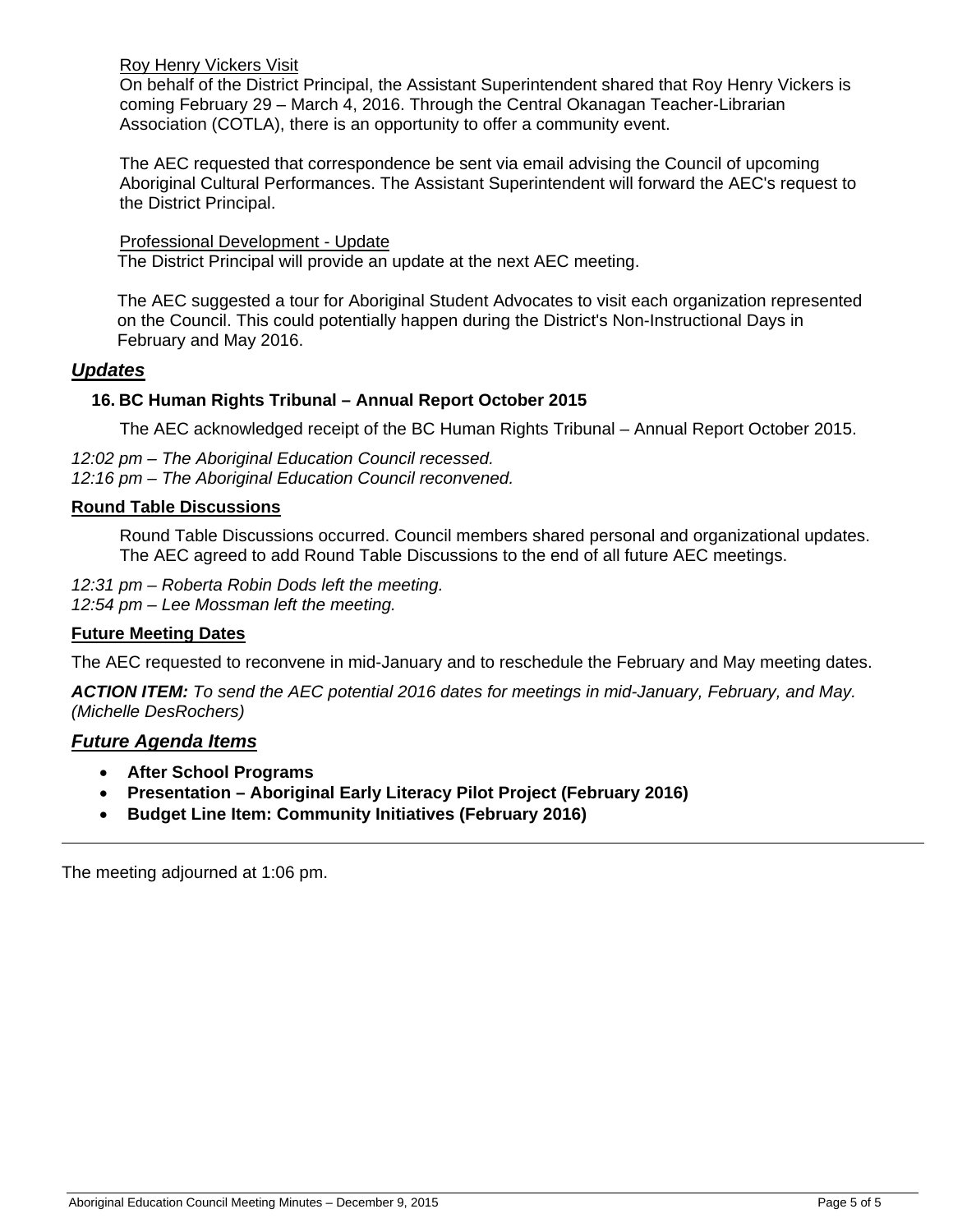<u>Roy Henry Vickers Visit</u>

On behalf of the District Principal, the Assistant Superintendent shared that Roy Henry Vickers is coming February 29 – March 4, 2016. Through the Central Okanagan Teacher-Librarian Association (COTLA), there is an opportunity to offer a community event.

The AEC requested that correspondence be sent via email advising the Council of upcoming Aboriginal Cultural Performances. The Assistant Superintendent will forward the AEC's request to the District Principal.

<u>Professional Development - Update</u>

The District Principal will provide an update at the next AEC meeting.

The AEC suggested a tour for Aboriginal Student Advocates to visit each organization represented on the Council. This could potentially happen during the District's Non-Instructional Days in February and May 2016.

## ***<u>Updates</u>***

**16. BC Human Rights Tribunal – Annual Report October 2015**

The AEC acknowledged receipt of the BC Human Rights Tribunal – Annual Report October 2015.

*12:02 pm – The Aboriginal Education Council recessed.*
*12:16 pm – The Aboriginal Education Council reconvened.*

**<u>Round Table Discussions</u>**

Round Table Discussions occurred. Council members shared personal and organizational updates. The AEC agreed to add Round Table Discussions to the end of all future AEC meetings.

*12:31 pm – Roberta Robin Dods left the meeting.*
*12:54 pm – Lee Mossman left the meeting.*

**<u>Future Meeting Dates</u>**

The AEC requested to reconvene in mid-January and to reschedule the February and May meeting dates.

***ACTION ITEM:*** *To send the AEC potential 2016 dates for meetings in mid-January, February, and May. (Michelle DesRochers)*

## ***<u>Future Agenda Items</u>***

- **After School Programs**
- **Presentation – Aboriginal Early Literacy Pilot Project (February 2016)**
- **Budget Line Item: Community Initiatives (February 2016)**

---

The meeting adjourned at 1:06 pm.